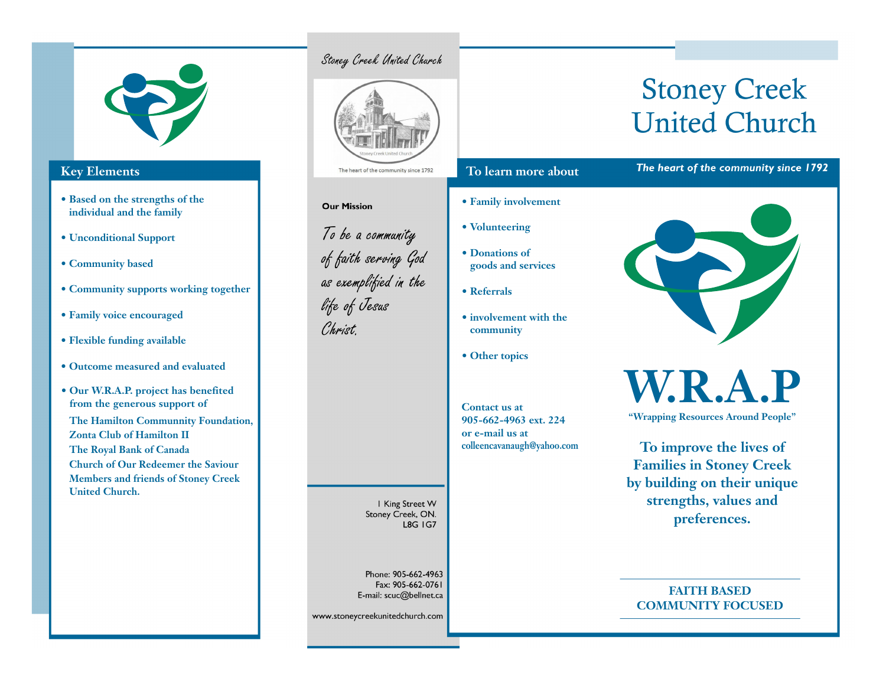## Key Elements

- Based on the strengths of the individual and the family
- Unconditional Support
- Community based
- Community supports working together
- Family voice encouraged
- Flexible funding available
- Outcome measured and evaluated
- Our W.R.A.P. project has benefited from the generous support of
  The Hamilton Communnity Foundation,
  Zonta Club of Hamilton II
  The Royal Bank of Canada
  Church of Our Redeemer the Saviour
  Members and friends of Stoney Creek United Church.

*Stoney Creek United Church*

Stoney Creek United Church

The heart of the community since 1792

**Our Mission**

*To be a community of faith serving God as exemplified in the life of Jesus Christ.*

1 King Street W
Stoney Creek, ON.
L8G 1G7

Phone: 905-662-4963
Fax: 905-662-0761
E-mail: scuc@bellnet.ca

www.stoneycreekunitedchurch.com

# Stoney Creek United Church

***The heart of the community since 1792***

## To learn more about

- Family involvement
- Volunteering
- Donations of goods and services
- Referrals
- involvement with the community
- Other topics

**Contact us at**
**905-662-4963 ext. 224**
**or e-mail us at**
**colleencavanaugh@yahoo.com**

# W.R.A.P

**"Wrapping Resources Around People"**

**To improve the lives of Families in Stoney Creek by building on their unique strengths, values and preferences.**

**FAITH BASED**
**COMMUNITY FOCUSED**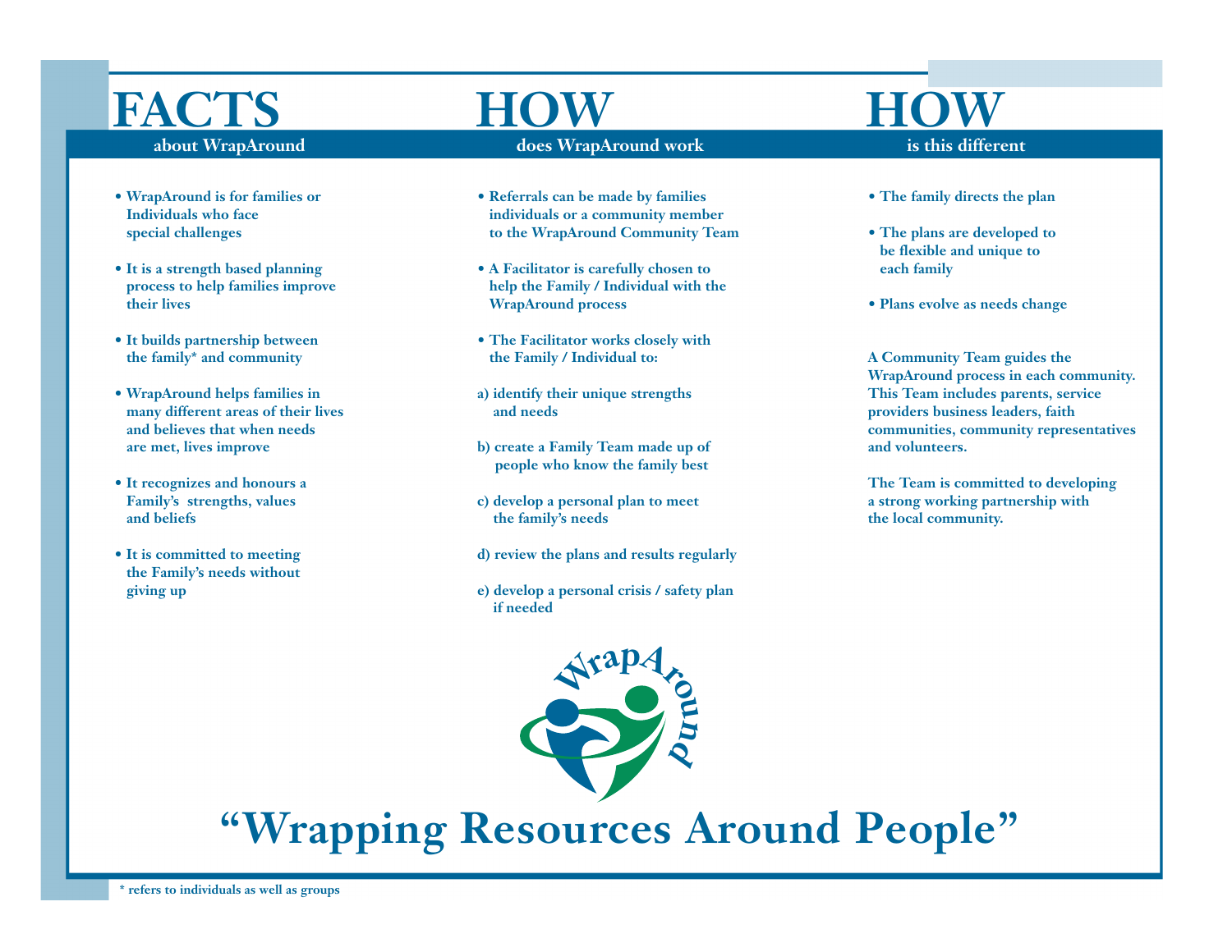# FACTS

## about WrapAround

- WrapAround is for families or Individuals who face special challenges
- It is a strength based planning process to help families improve their lives
- It builds partnership between the family* and community
- WrapAround helps families in many different areas of their lives and believes that when needs are met, lives improve
- It recognizes and honours a Family's strengths, values and beliefs
- It is committed to meeting the Family's needs without giving up

# HOW

## does WrapAround work

- Referrals can be made by families individuals or a community member to the WrapAround Community Team
- A Facilitator is carefully chosen to help the Family / Individual with the WrapAround process
- The Facilitator works closely with the Family / Individual to:

a) identify their unique strengths and needs

b) create a Family Team made up of people who know the family best

c) develop a personal plan to meet the family's needs

d) review the plans and results regularly

e) develop a personal crisis / safety plan if needed

# HOW

## is this different

- The family directs the plan
- The plans are developed to be flexible and unique to each family
- Plans evolve as needs change

A Community Team guides the WrapAround process in each community. This Team includes parents, service providers business leaders, faith communities, community representatives and volunteers.

The Team is committed to developing a strong working partnership with the local community.

WrapAround

# "Wrapping Resources Around People"

* refers to individuals as well as groups